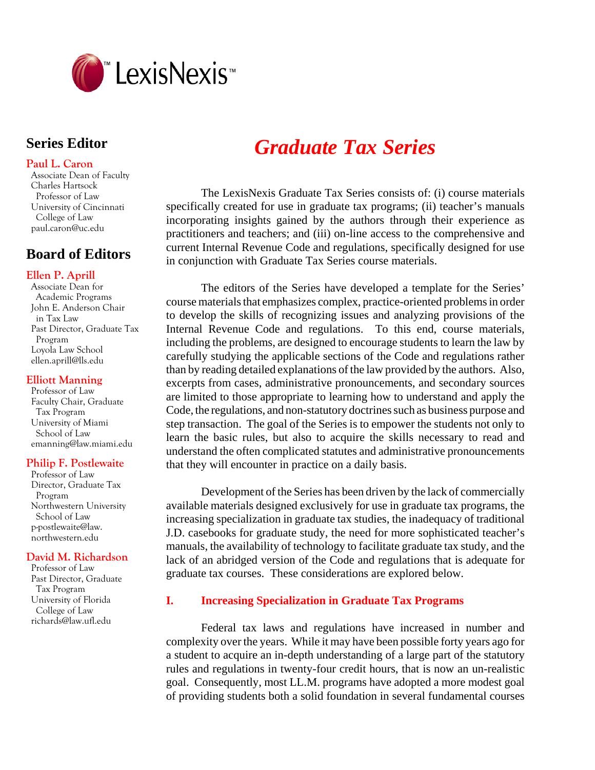LexisNexis™

# Graduate Tax Series

## Series Editor

**Paul L. Caron**
Associate Dean of Faculty
Charles Hartsock Professor of Law
University of Cincinnati College of Law
paul.caron@uc.edu

## Board of Editors

**Ellen P. Aprill**
Associate Dean for Academic Programs
John E. Anderson Chair in Tax Law
Past Director, Graduate Tax Program
Loyola Law School
ellen.aprill@lls.edu

**Elliott Manning**
Professor of Law
Faculty Chair, Graduate Tax Program
University of Miami School of Law
emanning@law.miami.edu

**Philip F. Postlewaite**
Professor of Law
Director, Graduate Tax Program
Northwestern University School of Law
p-postlewaite@law.northwestern.edu

**David M. Richardson**
Professor of Law
Past Director, Graduate Tax Program
University of Florida College of Law
richards@law.ufl.edu

The LexisNexis Graduate Tax Series consists of: (i) course materials specifically created for use in graduate tax programs; (ii) teacher's manuals incorporating insights gained by the authors through their experience as practitioners and teachers; and (iii) on-line access to the comprehensive and current Internal Revenue Code and regulations, specifically designed for use in conjunction with Graduate Tax Series course materials.

The editors of the Series have developed a template for the Series' course materials that emphasizes complex, practice-oriented problems in order to develop the skills of recognizing issues and analyzing provisions of the Internal Revenue Code and regulations. To this end, course materials, including the problems, are designed to encourage students to learn the law by carefully studying the applicable sections of the Code and regulations rather than by reading detailed explanations of the law provided by the authors. Also, excerpts from cases, administrative pronouncements, and secondary sources are limited to those appropriate to learning how to understand and apply the Code, the regulations, and non-statutory doctrines such as business purpose and step transaction. The goal of the Series is to empower the students not only to learn the basic rules, but also to acquire the skills necessary to read and understand the often complicated statutes and administrative pronouncements that they will encounter in practice on a daily basis.

Development of the Series has been driven by the lack of commercially available materials designed exclusively for use in graduate tax programs, the increasing specialization in graduate tax studies, the inadequacy of traditional J.D. casebooks for graduate study, the need for more sophisticated teacher's manuals, the availability of technology to facilitate graduate tax study, and the lack of an abridged version of the Code and regulations that is adequate for graduate tax courses. These considerations are explored below.

### I. Increasing Specialization in Graduate Tax Programs

Federal tax laws and regulations have increased in number and complexity over the years. While it may have been possible forty years ago for a student to acquire an in-depth understanding of a large part of the statutory rules and regulations in twenty-four credit hours, that is now an un-realistic goal. Consequently, most LL.M. programs have adopted a more modest goal of providing students both a solid foundation in several fundamental courses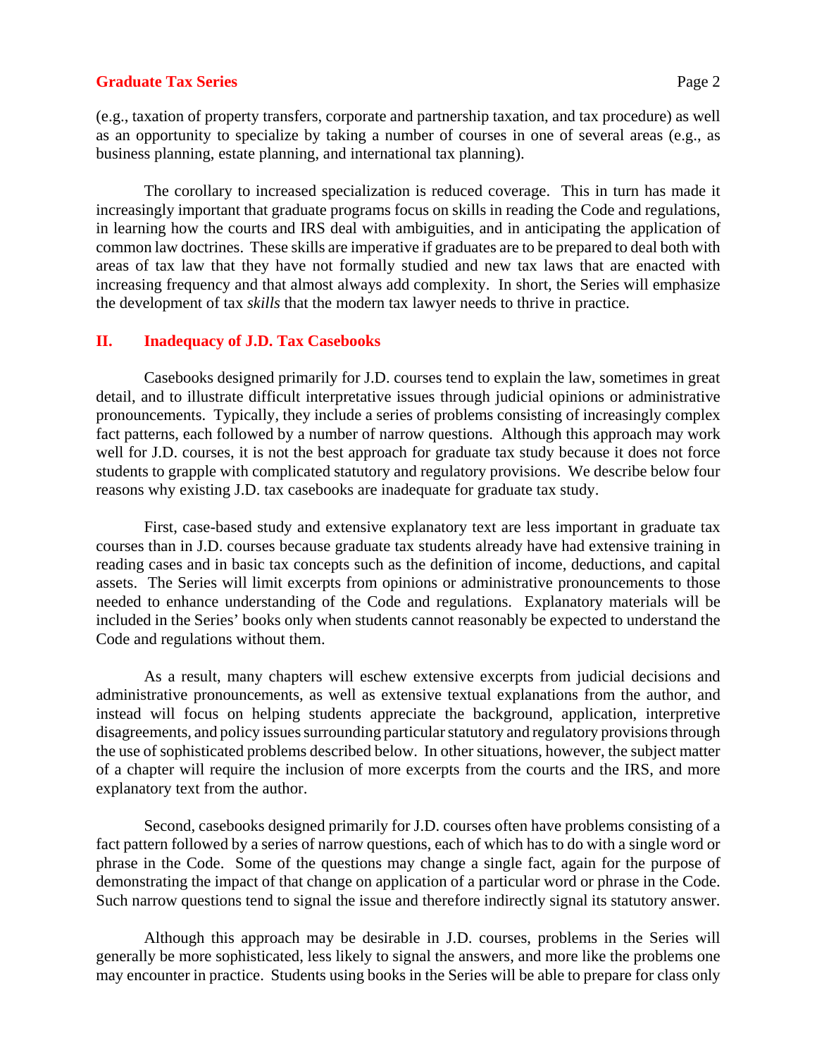(e.g., taxation of property transfers, corporate and partnership taxation, and tax procedure) as well as an opportunity to specialize by taking a number of courses in one of several areas (e.g., as business planning, estate planning, and international tax planning).

The corollary to increased specialization is reduced coverage. This in turn has made it increasingly important that graduate programs focus on skills in reading the Code and regulations, in learning how the courts and IRS deal with ambiguities, and in anticipating the application of common law doctrines. These skills are imperative if graduates are to be prepared to deal both with areas of tax law that they have not formally studied and new tax laws that are enacted with increasing frequency and that almost always add complexity. In short, the Series will emphasize the development of tax *skills* that the modern tax lawyer needs to thrive in practice.

## II. Inadequacy of J.D. Tax Casebooks

Casebooks designed primarily for J.D. courses tend to explain the law, sometimes in great detail, and to illustrate difficult interpretative issues through judicial opinions or administrative pronouncements. Typically, they include a series of problems consisting of increasingly complex fact patterns, each followed by a number of narrow questions. Although this approach may work well for J.D. courses, it is not the best approach for graduate tax study because it does not force students to grapple with complicated statutory and regulatory provisions. We describe below four reasons why existing J.D. tax casebooks are inadequate for graduate tax study.

First, case-based study and extensive explanatory text are less important in graduate tax courses than in J.D. courses because graduate tax students already have had extensive training in reading cases and in basic tax concepts such as the definition of income, deductions, and capital assets. The Series will limit excerpts from opinions or administrative pronouncements to those needed to enhance understanding of the Code and regulations. Explanatory materials will be included in the Series' books only when students cannot reasonably be expected to understand the Code and regulations without them.

As a result, many chapters will eschew extensive excerpts from judicial decisions and administrative pronouncements, as well as extensive textual explanations from the author, and instead will focus on helping students appreciate the background, application, interpretive disagreements, and policy issues surrounding particular statutory and regulatory provisions through the use of sophisticated problems described below. In other situations, however, the subject matter of a chapter will require the inclusion of more excerpts from the courts and the IRS, and more explanatory text from the author.

Second, casebooks designed primarily for J.D. courses often have problems consisting of a fact pattern followed by a series of narrow questions, each of which has to do with a single word or phrase in the Code. Some of the questions may change a single fact, again for the purpose of demonstrating the impact of that change on application of a particular word or phrase in the Code. Such narrow questions tend to signal the issue and therefore indirectly signal its statutory answer.

Although this approach may be desirable in J.D. courses, problems in the Series will generally be more sophisticated, less likely to signal the answers, and more like the problems one may encounter in practice. Students using books in the Series will be able to prepare for class only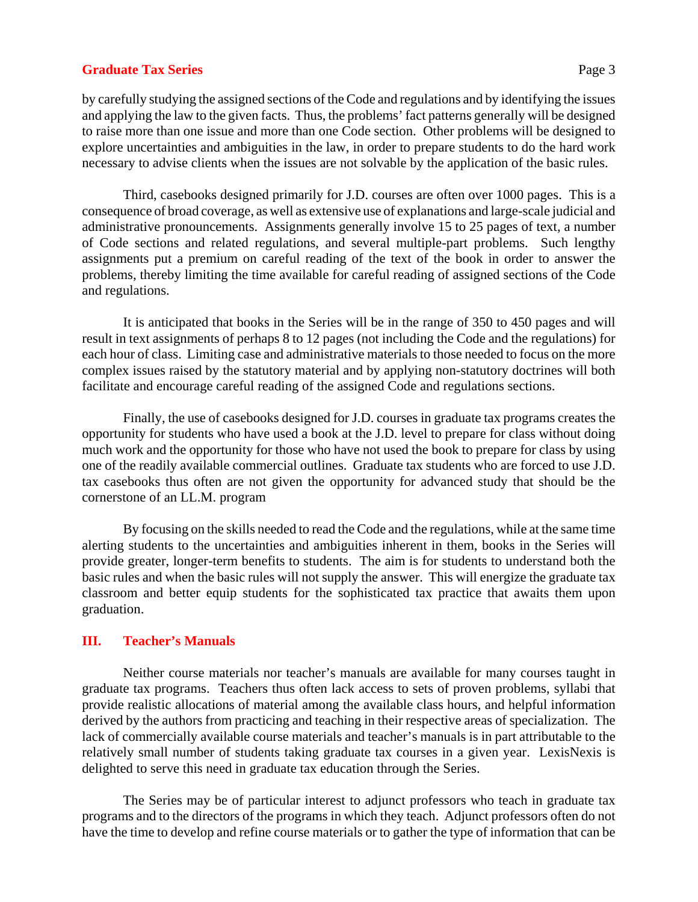by carefully studying the assigned sections of the Code and regulations and by identifying the issues and applying the law to the given facts. Thus, the problems' fact patterns generally will be designed to raise more than one issue and more than one Code section. Other problems will be designed to explore uncertainties and ambiguities in the law, in order to prepare students to do the hard work necessary to advise clients when the issues are not solvable by the application of the basic rules.

Third, casebooks designed primarily for J.D. courses are often over 1000 pages. This is a consequence of broad coverage, as well as extensive use of explanations and large-scale judicial and administrative pronouncements. Assignments generally involve 15 to 25 pages of text, a number of Code sections and related regulations, and several multiple-part problems. Such lengthy assignments put a premium on careful reading of the text of the book in order to answer the problems, thereby limiting the time available for careful reading of assigned sections of the Code and regulations.

It is anticipated that books in the Series will be in the range of 350 to 450 pages and will result in text assignments of perhaps 8 to 12 pages (not including the Code and the regulations) for each hour of class. Limiting case and administrative materials to those needed to focus on the more complex issues raised by the statutory material and by applying non-statutory doctrines will both facilitate and encourage careful reading of the assigned Code and regulations sections.

Finally, the use of casebooks designed for J.D. courses in graduate tax programs creates the opportunity for students who have used a book at the J.D. level to prepare for class without doing much work and the opportunity for those who have not used the book to prepare for class by using one of the readily available commercial outlines. Graduate tax students who are forced to use J.D. tax casebooks thus often are not given the opportunity for advanced study that should be the cornerstone of an LL.M. program

By focusing on the skills needed to read the Code and the regulations, while at the same time alerting students to the uncertainties and ambiguities inherent in them, books in the Series will provide greater, longer-term benefits to students. The aim is for students to understand both the basic rules and when the basic rules will not supply the answer. This will energize the graduate tax classroom and better equip students for the sophisticated tax practice that awaits them upon graduation.

## III. Teacher's Manuals

Neither course materials nor teacher's manuals are available for many courses taught in graduate tax programs. Teachers thus often lack access to sets of proven problems, syllabi that provide realistic allocations of material among the available class hours, and helpful information derived by the authors from practicing and teaching in their respective areas of specialization. The lack of commercially available course materials and teacher's manuals is in part attributable to the relatively small number of students taking graduate tax courses in a given year. LexisNexis is delighted to serve this need in graduate tax education through the Series.

The Series may be of particular interest to adjunct professors who teach in graduate tax programs and to the directors of the programs in which they teach. Adjunct professors often do not have the time to develop and refine course materials or to gather the type of information that can be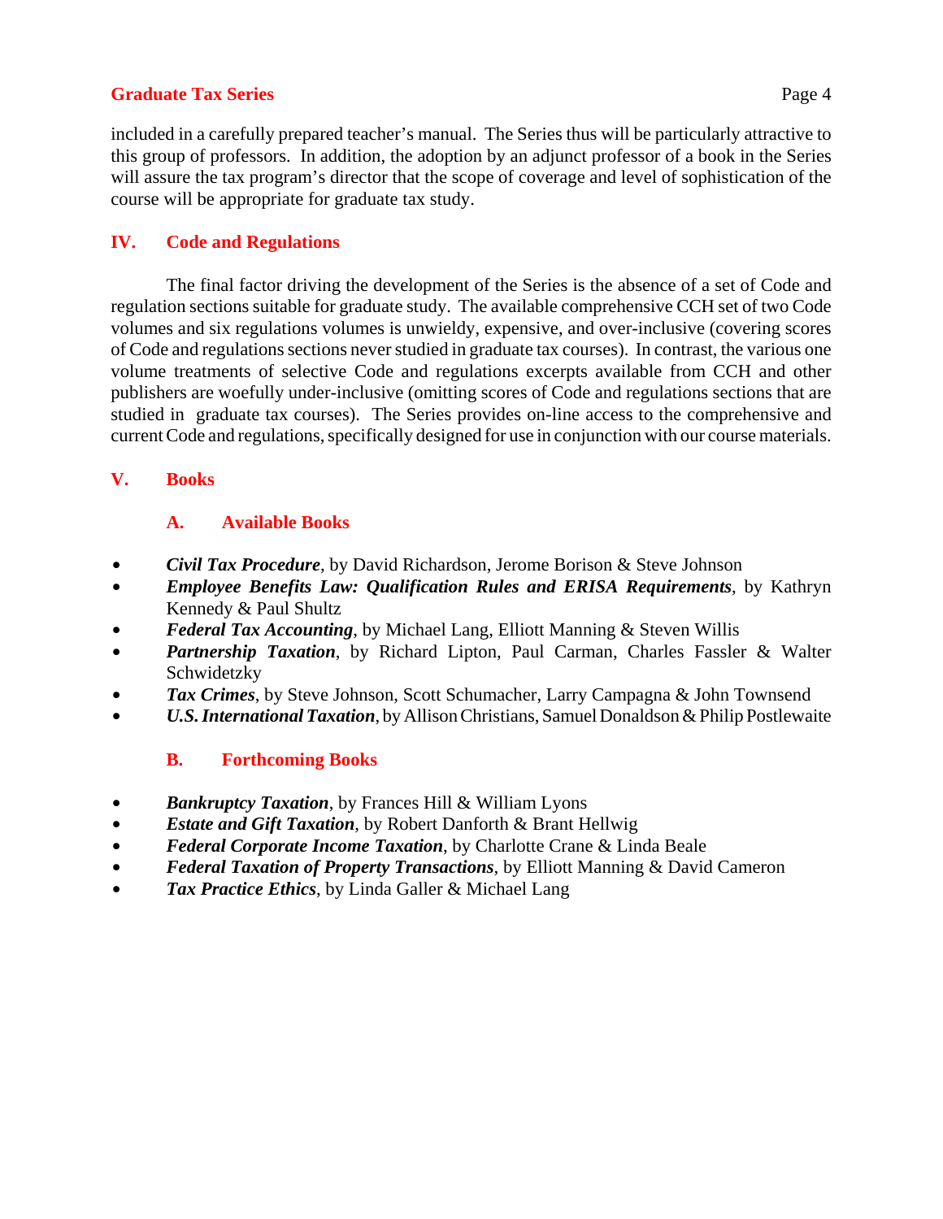included in a carefully prepared teacher's manual. The Series thus will be particularly attractive to this group of professors. In addition, the adoption by an adjunct professor of a book in the Series will assure the tax program's director that the scope of coverage and level of sophistication of the course will be appropriate for graduate tax study.

## IV. Code and Regulations

The final factor driving the development of the Series is the absence of a set of Code and regulation sections suitable for graduate study. The available comprehensive CCH set of two Code volumes and six regulations volumes is unwieldy, expensive, and over-inclusive (covering scores of Code and regulations sections never studied in graduate tax courses). In contrast, the various one volume treatments of selective Code and regulations excerpts available from CCH and other publishers are woefully under-inclusive (omitting scores of Code and regulations sections that are studied in graduate tax courses). The Series provides on-line access to the comprehensive and current Code and regulations, specifically designed for use in conjunction with our course materials.

## V. Books

### A. Available Books

- ***Civil Tax Procedure***, by David Richardson, Jerome Borison & Steve Johnson
- ***Employee Benefits Law: Qualification Rules and ERISA Requirements***, by Kathryn Kennedy & Paul Shultz
- ***Federal Tax Accounting***, by Michael Lang, Elliott Manning & Steven Willis
- ***Partnership Taxation***, by Richard Lipton, Paul Carman, Charles Fassler & Walter Schwidetzky
- ***Tax Crimes***, by Steve Johnson, Scott Schumacher, Larry Campagna & John Townsend
- ***U.S. International Taxation***, by Allison Christians, Samuel Donaldson & Philip Postlewaite

### B. Forthcoming Books

- ***Bankruptcy Taxation***, by Frances Hill & William Lyons
- ***Estate and Gift Taxation***, by Robert Danforth & Brant Hellwig
- ***Federal Corporate Income Taxation***, by Charlotte Crane & Linda Beale
- ***Federal Taxation of Property Transactions***, by Elliott Manning & David Cameron
- ***Tax Practice Ethics***, by Linda Galler & Michael Lang